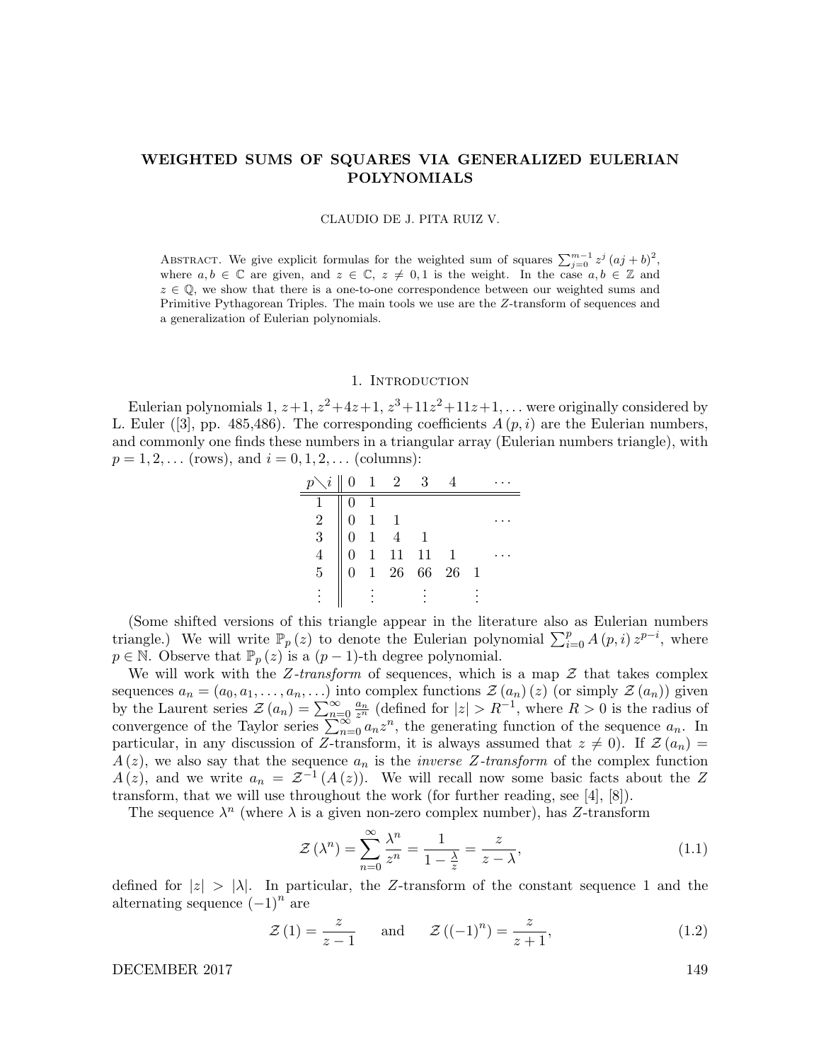# WEIGHTED SUMS OF SQUARES VIA GENERALIZED EULERIAN POLYNOMIALS

CLAUDIO DE J. PITA RUIZ V.

Abstract. We give explicit formulas for the weighted sum of squares $\sum_{j=0}^{m-1} z^j (aj+b)^2$, where $a, b \in \mathbb{C}$ are given, and $z \in \mathbb{C}$, $z \neq 0, 1$ is the weight. In the case $a, b \in \mathbb{Z}$ and $z \in \mathbb{Q}$, we show that there is a one-to-one correspondence between our weighted sums and Primitive Pythagorean Triples. The main tools we use are the $Z$-transform of sequences and a generalization of Eulerian polynomials.

## 1. Introduction

Eulerian polynomials $1$, $z+1$, $z^2+4z+1$, $z^3+11z^2+11z+1, \ldots$ were originally considered by L. Euler ([3], pp. 485,486). The corresponding coefficients $A(p,i)$ are the Eulerian numbers, and commonly one finds these numbers in a triangular array (Eulerian numbers triangle), with $p = 1, 2, \ldots$ (rows), and $i = 0, 1, 2, \ldots$ (columns):

| $p \diagdown i$ | 0 | 1 | 2 | 3 | 4 | | $\cdots$ |
|---|---|---|---|---|---|---|---|
| 1 | 0 | 1 | | | | | |
| 2 | 0 | 1 | 1 | | | | $\cdots$ |
| 3 | 0 | 1 | 4 | 1 | | | |
| 4 | 0 | 1 | 11 | 11 | 1 | | $\cdots$ |
| 5 | 0 | 1 | 26 | 66 | 26 | 1 | |
| $\vdots$ | | $\vdots$ | | $\vdots$ | | $\vdots$ | |

(Some shifted versions of this triangle appear in the literature also as Eulerian numbers triangle.) We will write $\mathbb{P}_p(z)$ to denote the Eulerian polynomial $\sum_{i=0}^{p} A(p,i) z^{p-i}$, where $p \in \mathbb{N}$. Observe that $\mathbb{P}_p(z)$ is a $(p-1)$-th degree polynomial.

We will work with the *Z-transform* of sequences, which is a map $\mathcal{Z}$ that takes complex sequences $a_n = (a_0, a_1, \ldots, a_n, \ldots)$ into complex functions $\mathcal{Z}(a_n)(z)$ (or simply $\mathcal{Z}(a_n)$) given by the Laurent series $\mathcal{Z}(a_n) = \sum_{n=0}^{\infty} \frac{a_n}{z^n}$ (defined for $|z| > R^{-1}$, where $R > 0$ is the radius of convergence of the Taylor series $\sum_{n=0}^{\infty} a_n z^n$, the generating function of the sequence $a_n$. In particular, in any discussion of $Z$-transform, it is always assumed that $z \neq 0$). If $\mathcal{Z}(a_n) = A(z)$, we also say that the sequence $a_n$ is the *inverse Z-transform* of the complex function $A(z)$, and we write $a_n = \mathcal{Z}^{-1}(A(z))$. We will recall now some basic facts about the $Z$ transform, that we will use throughout the work (for further reading, see [4], [8]).

The sequence $\lambda^n$ (where $\lambda$ is a given non-zero complex number), has $Z$-transform

$$\mathcal{Z}(\lambda^n) = \sum_{n=0}^{\infty} \frac{\lambda^n}{z^n} = \frac{1}{1 - \frac{\lambda}{z}} = \frac{z}{z - \lambda}, \tag{1.1}$$

defined for $|z| > |\lambda|$. In particular, the $Z$-transform of the constant sequence 1 and the alternating sequence $(-1)^n$ are

$$\mathcal{Z}(1) = \frac{z}{z-1} \quad \text{and} \quad \mathcal{Z}((-1)^n) = \frac{z}{z+1}, \tag{1.2}$$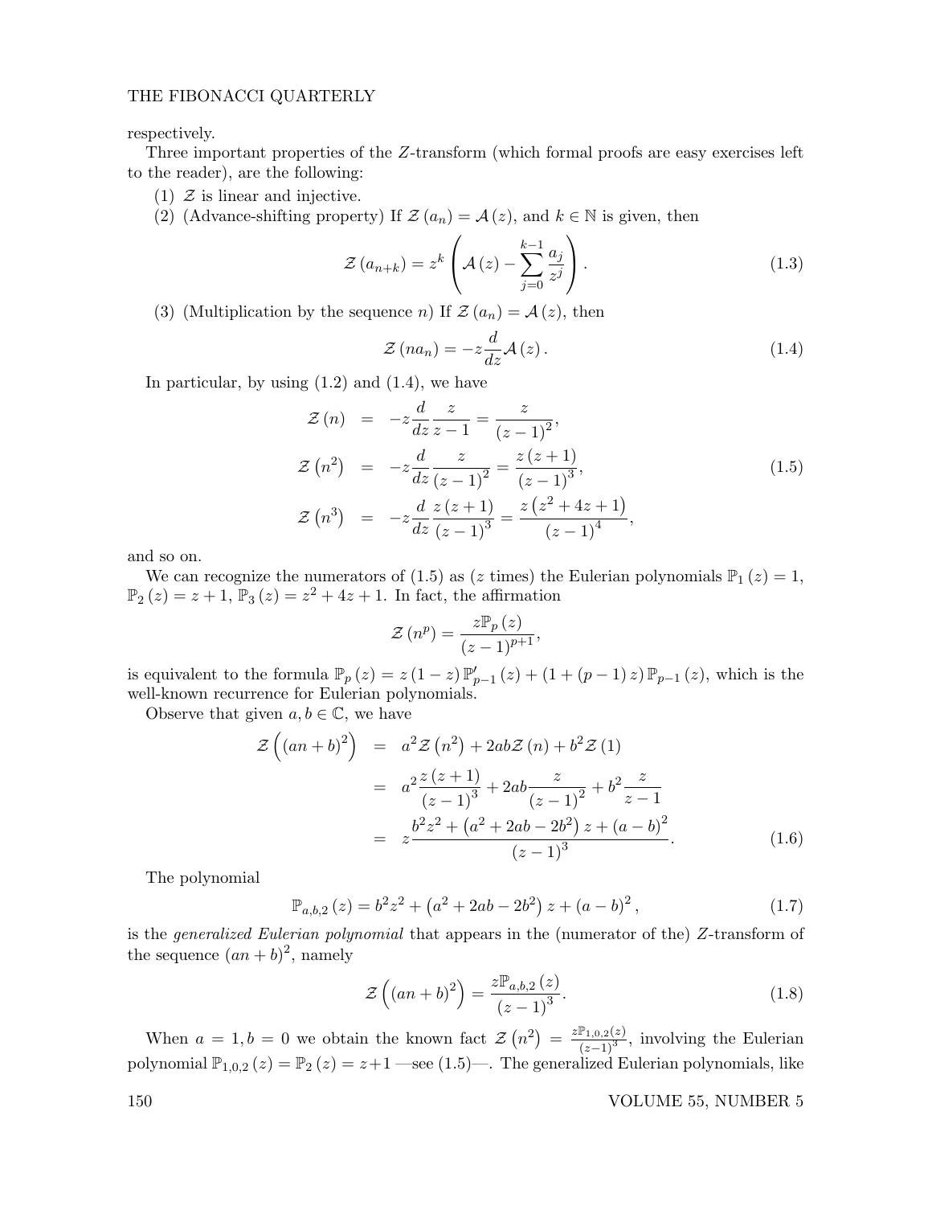respectively.

Three important properties of the $Z$-transform (which formal proofs are easy exercises left to the reader), are the following:

1. $\mathcal{Z}$ is linear and injective.
2. (Advance-shifting property) If $\mathcal{Z}(a_n) = \mathcal{A}(z)$, and $k \in \mathbb{N}$ is given, then
$$\mathcal{Z}(a_{n+k}) = z^k \left( \mathcal{A}(z) - \sum_{j=0}^{k-1} \frac{a_j}{z^j} \right). \tag{1.3}$$
3. (Multiplication by the sequence $n$) If $\mathcal{Z}(a_n) = \mathcal{A}(z)$, then
$$\mathcal{Z}(n a_n) = -z \frac{d}{dz} \mathcal{A}(z). \tag{1.4}$$

In particular, by using (1.2) and (1.4), we have

$$\begin{aligned}
\mathcal{Z}(n) &= -z \frac{d}{dz} \frac{z}{z-1} = \frac{z}{(z-1)^2}, \\
\mathcal{Z}(n^2) &= -z \frac{d}{dz} \frac{z}{(z-1)^2} = \frac{z(z+1)}{(z-1)^3}, \\
\mathcal{Z}(n^3) &= -z \frac{d}{dz} \frac{z(z+1)}{(z-1)^3} = \frac{z(z^2+4z+1)}{(z-1)^4},
\end{aligned} \tag{1.5}$$

and so on.

We can recognize the numerators of (1.5) as ($z$ times) the Eulerian polynomials $\mathbb{P}_1(z) = 1$, $\mathbb{P}_2(z) = z+1$, $\mathbb{P}_3(z) = z^2+4z+1$. In fact, the affirmation

$$\mathcal{Z}(n^p) = \frac{z \mathbb{P}_p(z)}{(z-1)^{p+1}},$$

is equivalent to the formula $\mathbb{P}_p(z) = z(1-z)\mathbb{P}'_{p-1}(z) + (1+(p-1)z)\mathbb{P}_{p-1}(z)$, which is the well-known recurrence for Eulerian polynomials.

Observe that given $a, b \in \mathbb{C}$, we have

$$\begin{aligned}
\mathcal{Z}\left((an+b)^2\right) &= a^2 \mathcal{Z}(n^2) + 2ab\mathcal{Z}(n) + b^2 \mathcal{Z}(1) \\
&= a^2 \frac{z(z+1)}{(z-1)^3} + 2ab \frac{z}{(z-1)^2} + b^2 \frac{z}{z-1} \\
&= z \frac{b^2 z^2 + (a^2 + 2ab - 2b^2) z + (a-b)^2}{(z-1)^3}.
\end{aligned} \tag{1.6}$$

The polynomial

$$\mathbb{P}_{a,b,2}(z) = b^2 z^2 + (a^2 + 2ab - 2b^2) z + (a-b)^2, \tag{1.7}$$

is the *generalized Eulerian polynomial* that appears in the (numerator of the) $Z$-transform of the sequence $(an+b)^2$, namely

$$\mathcal{Z}\left((an+b)^2\right) = \frac{z \mathbb{P}_{a,b,2}(z)}{(z-1)^3}. \tag{1.8}$$

When $a = 1, b = 0$ we obtain the known fact $\mathcal{Z}(n^2) = \frac{z\mathbb{P}_{1,0,2}(z)}{(z-1)^3}$, involving the Eulerian polynomial $\mathbb{P}_{1,0,2}(z) = \mathbb{P}_2(z) = z+1$ —see (1.5)—. The generalized Eulerian polynomials, like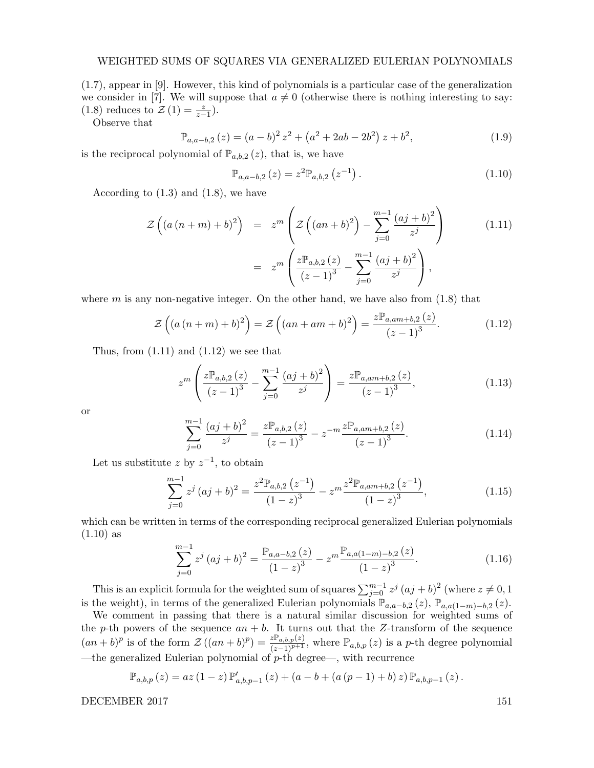(1.7), appear in [9]. However, this kind of polynomials is a particular case of the generalization we consider in [7]. We will suppose that $a \neq 0$ (otherwise there is nothing interesting to say: (1.8) reduces to $\mathcal{Z}(1) = \frac{z}{z-1}$).

Observe that

$$\mathbb{P}_{a,a-b,2}(z) = (a-b)^2 z^2 + \left(a^2 + 2ab - 2b^2\right) z + b^2, \tag{1.9}$$

is the reciprocal polynomial of $\mathbb{P}_{a,b,2}(z)$, that is, we have

$$\mathbb{P}_{a,a-b,2}(z) = z^2 \mathbb{P}_{a,b,2}\left(z^{-1}\right). \tag{1.10}$$

According to (1.3) and (1.8), we have

$$\begin{aligned} \mathcal{Z}\left((a(n+m)+b)^2\right) &= z^m \left(\mathcal{Z}\left((an+b)^2\right) - \sum_{j=0}^{m-1} \frac{(aj+b)^2}{z^j}\right) \\ &= z^m \left(\frac{z\mathbb{P}_{a,b,2}(z)}{(z-1)^3} - \sum_{j=0}^{m-1} \frac{(aj+b)^2}{z^j}\right), \end{aligned} \tag{1.11}$$

where $m$ is any non-negative integer. On the other hand, we have also from (1.8) that

$$\mathcal{Z}\left((a(n+m)+b)^2\right) = \mathcal{Z}\left((an+am+b)^2\right) = \frac{z\mathbb{P}_{a,am+b,2}(z)}{(z-1)^3}. \tag{1.12}$$

Thus, from (1.11) and (1.12) we see that

$$z^m \left(\frac{z\mathbb{P}_{a,b,2}(z)}{(z-1)^3} - \sum_{j=0}^{m-1} \frac{(aj+b)^2}{z^j}\right) = \frac{z\mathbb{P}_{a,am+b,2}(z)}{(z-1)^3}, \tag{1.13}$$

or

$$\sum_{j=0}^{m-1} \frac{(aj+b)^2}{z^j} = \frac{z\mathbb{P}_{a,b,2}(z)}{(z-1)^3} - z^{-m} \frac{z\mathbb{P}_{a,am+b,2}(z)}{(z-1)^3}. \tag{1.14}$$

Let us substitute $z$ by $z^{-1}$, to obtain

$$\sum_{j=0}^{m-1} z^j (aj+b)^2 = \frac{z^2\mathbb{P}_{a,b,2}\left(z^{-1}\right)}{(1-z)^3} - z^m \frac{z^2\mathbb{P}_{a,am+b,2}\left(z^{-1}\right)}{(1-z)^3}, \tag{1.15}$$

which can be written in terms of the corresponding reciprocal generalized Eulerian polynomials (1.10) as

$$\sum_{j=0}^{m-1} z^j (aj+b)^2 = \frac{\mathbb{P}_{a,a-b,2}(z)}{(1-z)^3} - z^m \frac{\mathbb{P}_{a,a(1-m)-b,2}(z)}{(1-z)^3}. \tag{1.16}$$

This is an explicit formula for the weighted sum of squares $\sum_{j=0}^{m-1} z^j (aj+b)^2$ (where $z \neq 0, 1$ is the weight), in terms of the generalized Eulerian polynomials $\mathbb{P}_{a,a-b,2}(z)$, $\mathbb{P}_{a,a(1-m)-b,2}(z)$.

We comment in passing that there is a natural similar discussion for weighted sums of the $p$-th powers of the sequence $an+b$. It turns out that the $Z$-transform of the sequence $(an+b)^p$ is of the form $\mathcal{Z}((an+b)^p) = \frac{z\mathbb{P}_{a,b,p}(z)}{(z-1)^{p+1}}$, where $\mathbb{P}_{a,b,p}(z)$ is a $p$-th degree polynomial —the generalized Eulerian polynomial of $p$-th degree—, with recurrence

$$\mathbb{P}_{a,b,p}(z) = az(1-z)\mathbb{P}'_{a,b,p-1}(z) + (a - b + (a(p-1)+b)z)\mathbb{P}_{a,b,p-1}(z).$$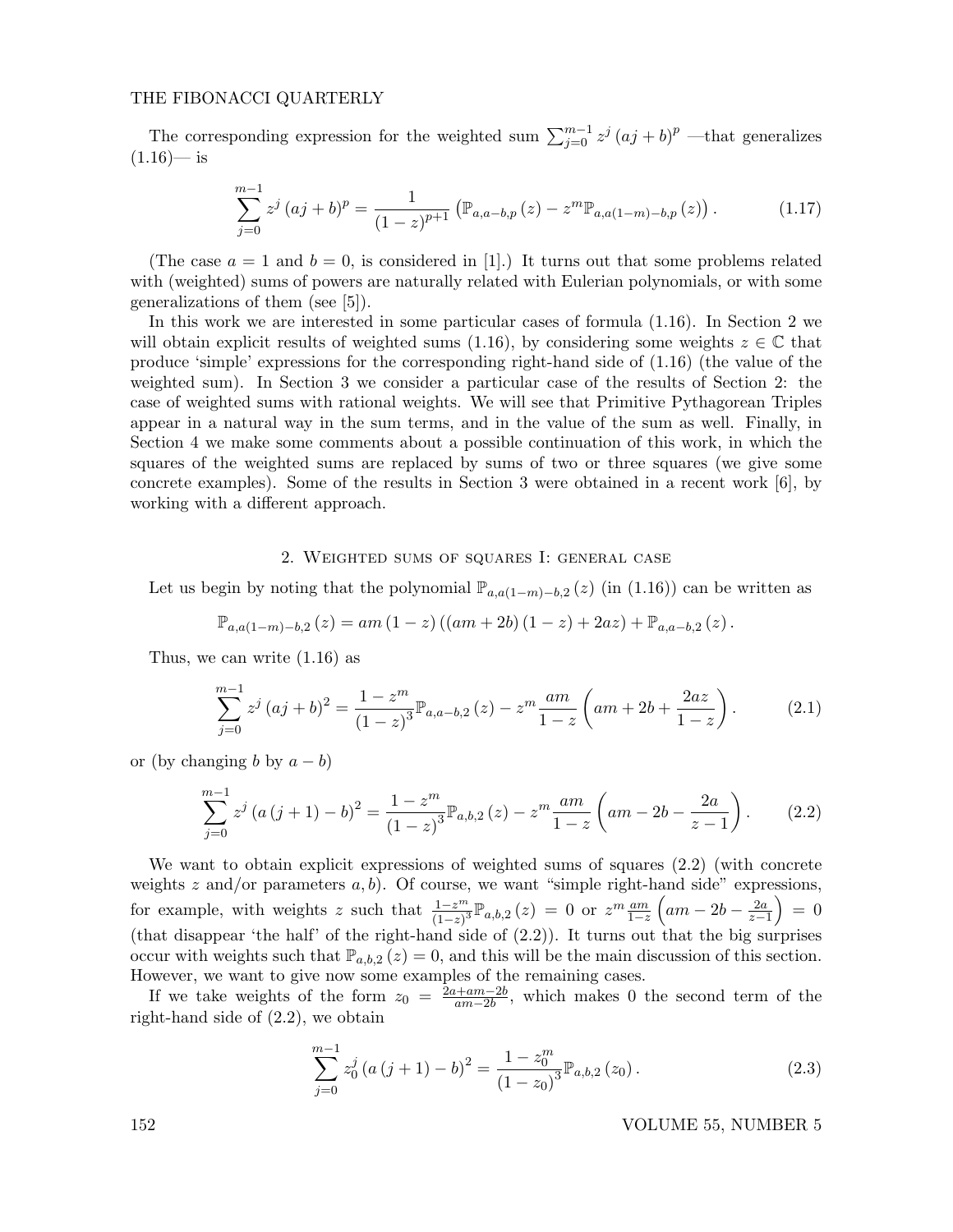The corresponding expression for the weighted sum $\sum_{j=0}^{m-1} z^j (aj+b)^p$ —that generalizes (1.16)— is

$$\sum_{j=0}^{m-1} z^j (aj+b)^p = \frac{1}{(1-z)^{p+1}} \left( \mathbb{P}_{a,a-b,p}(z) - z^m \mathbb{P}_{a,a(1-m)-b,p}(z) \right). \tag{1.17}$$

(The case $a=1$ and $b=0$, is considered in [1].) It turns out that some problems related with (weighted) sums of powers are naturally related with Eulerian polynomials, or with some generalizations of them (see [5]).

In this work we are interested in some particular cases of formula (1.16). In Section 2 we will obtain explicit results of weighted sums (1.16), by considering some weights $z \in \mathbb{C}$ that produce 'simple' expressions for the corresponding right-hand side of (1.16) (the value of the weighted sum). In Section 3 we consider a particular case of the results of Section 2: the case of weighted sums with rational weights. We will see that Primitive Pythagorean Triples appear in a natural way in the sum terms, and in the value of the sum as well. Finally, in Section 4 we make some comments about a possible continuation of this work, in which the squares of the weighted sums are replaced by sums of two or three squares (we give some concrete examples). Some of the results in Section 3 were obtained in a recent work [6], by working with a different approach.

## 2. Weighted sums of squares I: general case

Let us begin by noting that the polynomial $\mathbb{P}_{a,a(1-m)-b,2}(z)$ (in (1.16)) can be written as

$$\mathbb{P}_{a,a(1-m)-b,2}(z) = am(1-z)\left((am+2b)(1-z) + 2az\right) + \mathbb{P}_{a,a-b,2}(z).$$

Thus, we can write (1.16) as

$$\sum_{j=0}^{m-1} z^j (aj+b)^2 = \frac{1-z^m}{(1-z)^3} \mathbb{P}_{a,a-b,2}(z) - z^m \frac{am}{1-z}\left(am + 2b + \frac{2az}{1-z}\right). \tag{2.1}$$

or (by changing $b$ by $a-b$)

$$\sum_{j=0}^{m-1} z^j (a(j+1)-b)^2 = \frac{1-z^m}{(1-z)^3} \mathbb{P}_{a,b,2}(z) - z^m \frac{am}{1-z}\left(am - 2b - \frac{2a}{z-1}\right). \tag{2.2}$$

We want to obtain explicit expressions of weighted sums of squares (2.2) (with concrete weights $z$ and/or parameters $a, b$). Of course, we want "simple right-hand side" expressions, for example, with weights $z$ such that $\frac{1-z^m}{(1-z)^3}\mathbb{P}_{a,b,2}(z) = 0$ or $z^m \frac{am}{1-z}\left(am - 2b - \frac{2a}{z-1}\right) = 0$ (that disappear 'the half' of the right-hand side of (2.2)). It turns out that the big surprises occur with weights such that $\mathbb{P}_{a,b,2}(z) = 0$, and this will be the main discussion of this section. However, we want to give now some examples of the remaining cases.

If we take weights of the form $z_0 = \frac{2a+am-2b}{am-2b}$, which makes 0 the second term of the right-hand side of (2.2), we obtain

$$\sum_{j=0}^{m-1} z_0^j (a(j+1)-b)^2 = \frac{1-z_0^m}{(1-z_0)^3} \mathbb{P}_{a,b,2}(z_0). \tag{2.3}$$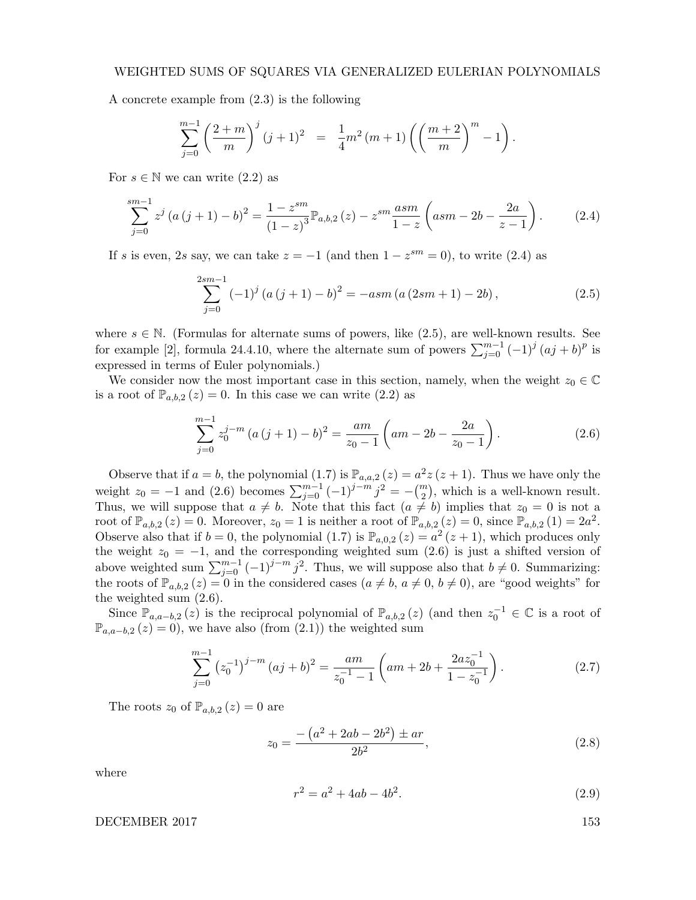A concrete example from (2.3) is the following

$$\sum_{j=0}^{m-1}\left(\frac{2+m}{m}\right)^{j}(j+1)^{2} \;=\; \frac{1}{4}m^{2}(m+1)\left(\left(\frac{m+2}{m}\right)^{m}-1\right).$$

For $s\in\mathbb{N}$ we can write (2.2) as

$$\sum_{j=0}^{sm-1} z^{j}\left(a\left(j+1\right)-b\right)^{2}=\frac{1-z^{sm}}{\left(1-z\right)^{3}}\mathbb{P}_{a,b,2}\left(z\right)-z^{sm}\frac{asm}{1-z}\left(asm-2b-\frac{2a}{z-1}\right). \tag{2.4}$$

If $s$ is even, $2s$ say, we can take $z=-1$ (and then $1-z^{sm}=0$), to write (2.4) as

$$\sum_{j=0}^{2sm-1}\left(-1\right)^{j}\left(a\left(j+1\right)-b\right)^{2}=-asm\left(a\left(2sm+1\right)-2b\right), \tag{2.5}$$

where $s\in\mathbb{N}$. (Formulas for alternate sums of powers, like (2.5), are well-known results. See for example [2], formula 24.4.10, where the alternate sum of powers $\sum_{j=0}^{m-1}\left(-1\right)^{j}\left(aj+b\right)^{p}$ is expressed in terms of Euler polynomials.)

We consider now the most important case in this section, namely, when the weight $z_0\in\mathbb{C}$ is a root of $\mathbb{P}_{a,b,2}\left(z\right)=0$. In this case we can write (2.2) as

$$\sum_{j=0}^{m-1} z_{0}^{j-m}\left(a\left(j+1\right)-b\right)^{2}=\frac{am}{z_{0}-1}\left(am-2b-\frac{2a}{z_{0}-1}\right). \tag{2.6}$$

Observe that if $a=b$, the polynomial (1.7) is $\mathbb{P}_{a,a,2}\left(z\right)=a^{2}z\left(z+1\right)$. Thus we have only the weight $z_0=-1$ and (2.6) becomes $\sum_{j=0}^{m-1}\left(-1\right)^{j-m}j^{2}=-\binom{m}{2}$, which is a well-known result. Thus, we will suppose that $a\neq b$. Note that this fact ($a\neq b$) implies that $z_0=0$ is not a root of $\mathbb{P}_{a,b,2}\left(z\right)=0$. Moreover, $z_0=1$ is neither a root of $\mathbb{P}_{a,b,2}\left(z\right)=0$, since $\mathbb{P}_{a,b,2}\left(1\right)=2a^{2}$. Observe also that if $b=0$, the polynomial (1.7) is $\mathbb{P}_{a,0,2}\left(z\right)=a^{2}\left(z+1\right)$, which produces only the weight $z_0=-1$, and the corresponding weighted sum (2.6) is just a shifted version of above weighted sum $\sum_{j=0}^{m-1}\left(-1\right)^{j-m}j^{2}$. Thus, we will suppose also that $b\neq 0$. Summarizing: the roots of $\mathbb{P}_{a,b,2}\left(z\right)=0$ in the considered cases ($a\neq b$, $a\neq 0$, $b\neq 0$), are "good weights" for the weighted sum (2.6).

Since $\mathbb{P}_{a,a-b,2}\left(z\right)$ is the reciprocal polynomial of $\mathbb{P}_{a,b,2}\left(z\right)$ (and then $z_0^{-1}\in\mathbb{C}$ is a root of $\mathbb{P}_{a,a-b,2}\left(z\right)=0$), we have also (from (2.1)) the weighted sum

$$\sum_{j=0}^{m-1}\left(z_{0}^{-1}\right)^{j-m}\left(aj+b\right)^{2}=\frac{am}{z_{0}^{-1}-1}\left(am+2b+\frac{2az_{0}^{-1}}{1-z_{0}^{-1}}\right). \tag{2.7}$$

The roots $z_0$ of $\mathbb{P}_{a,b,2}\left(z\right)=0$ are

$$z_{0}=\frac{-\left(a^{2}+2ab-2b^{2}\right)\pm ar}{2b^{2}}, \tag{2.8}$$

where

$$r^{2}=a^{2}+4ab-4b^{2}. \tag{2.9}$$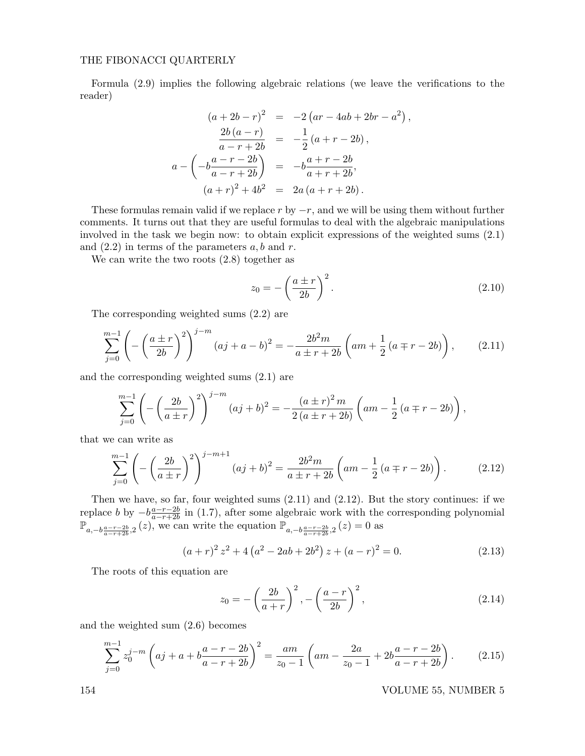Formula (2.9) implies the following algebraic relations (we leave the verifications to the reader)

$$
\begin{aligned}
(a+2b-r)^2 &= -2\left(ar-4ab+2br-a^2\right), \\
\frac{2b\,(a-r)}{a-r+2b} &= -\frac{1}{2}\left(a+r-2b\right), \\
a-\left(-b\frac{a-r-2b}{a-r+2b}\right) &= -b\frac{a+r-2b}{a+r+2b}, \\
(a+r)^2+4b^2 &= 2a\left(a+r+2b\right).
\end{aligned}
$$

These formulas remain valid if we replace $r$ by $-r$, and we will be using them without further comments. It turns out that they are useful formulas to deal with the algebraic manipulations involved in the task we begin now: to obtain explicit expressions of the weighted sums (2.1) and (2.2) in terms of the parameters $a, b$ and $r$.

We can write the two roots (2.8) together as

$$
z_0 = -\left(\frac{a \pm r}{2b}\right)^2. \tag{2.10}
$$

The corresponding weighted sums (2.2) are

$$
\sum_{j=0}^{m-1}\left(-\left(\frac{a\pm r}{2b}\right)^2\right)^{j-m}(aj+a-b)^2 = -\frac{2b^2 m}{a\pm r+2b}\left(am+\frac{1}{2}\left(a\mp r-2b\right)\right), \tag{2.11}
$$

and the corresponding weighted sums (2.1) are

$$
\sum_{j=0}^{m-1}\left(-\left(\frac{2b}{a\pm r}\right)^2\right)^{j-m}(aj+b)^2 = -\frac{(a\pm r)^2 m}{2\left(a\pm r+2b\right)}\left(am-\frac{1}{2}\left(a\mp r-2b\right)\right),
$$

that we can write as

$$
\sum_{j=0}^{m-1}\left(-\left(\frac{2b}{a\pm r}\right)^2\right)^{j-m+1}(aj+b)^2 = \frac{2b^2 m}{a\pm r+2b}\left(am-\frac{1}{2}\left(a\mp r-2b\right)\right). \tag{2.12}
$$

Then we have, so far, four weighted sums (2.11) and (2.12). But the story continues: if we replace $b$ by $-b\frac{a-r-2b}{a-r+2b}$ in (1.7), after some algebraic work with the corresponding polynomial $\mathbb{P}_{a,-b\frac{a-r-2b}{a-r+2b},2}(z)$, we can write the equation $\mathbb{P}_{a,-b\frac{a-r-2b}{a-r+2b},2}(z)=0$ as

$$
(a+r)^2 z^2 + 4\left(a^2-2ab+2b^2\right)z + (a-r)^2 = 0. \tag{2.13}
$$

The roots of this equation are

$$
z_0 = -\left(\frac{2b}{a+r}\right)^2, -\left(\frac{a-r}{2b}\right)^2, \tag{2.14}
$$

and the weighted sum (2.6) becomes

$$
\sum_{j=0}^{m-1} z_0^{j-m}\left(aj+a+b\frac{a-r-2b}{a-r+2b}\right)^2 = \frac{am}{z_0-1}\left(am-\frac{2a}{z_0-1}+2b\frac{a-r-2b}{a-r+2b}\right). \tag{2.15}
$$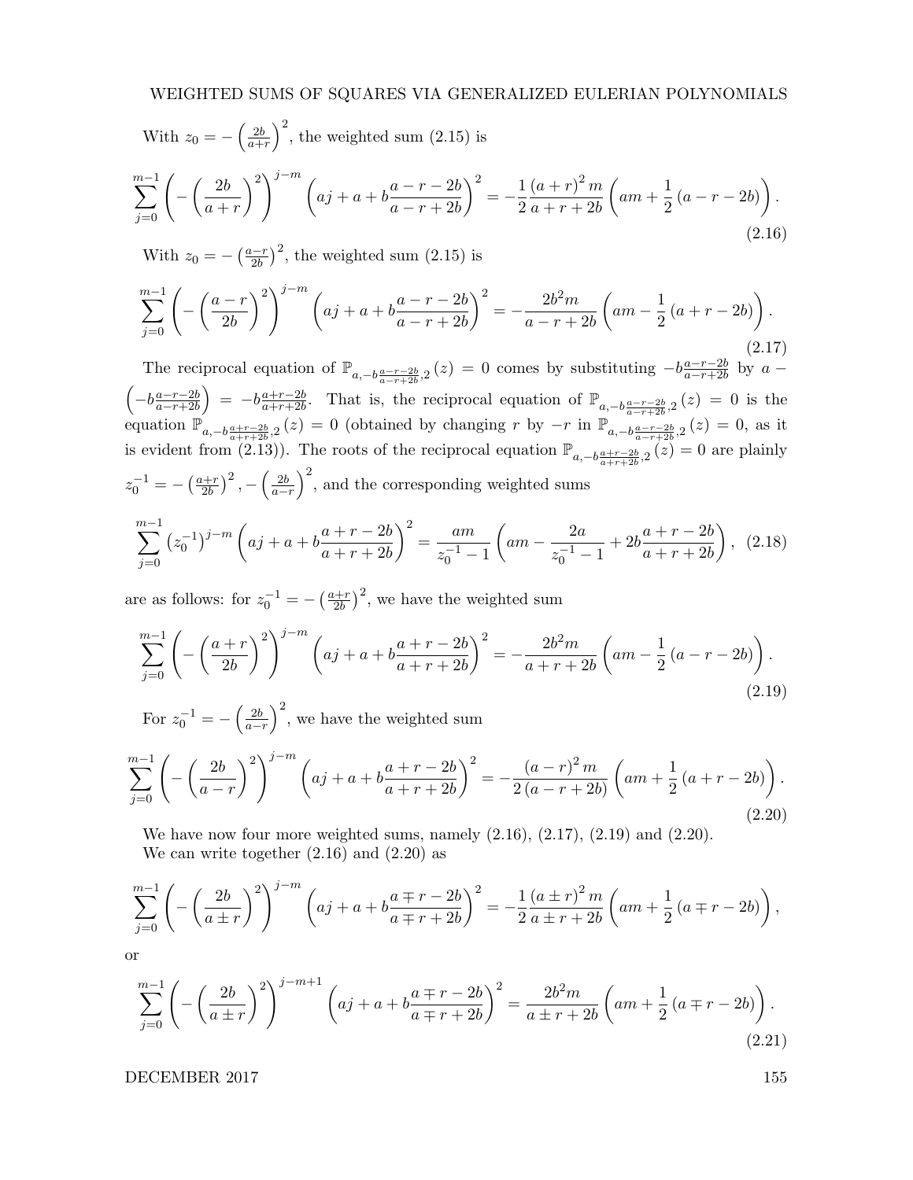With $z_0 = -\left(\frac{2b}{a+r}\right)^2$, the weighted sum (2.15) is

$$\sum_{j=0}^{m-1} \left(-\left(\frac{2b}{a+r}\right)^2\right)^{j-m} \left(aj + a + b\frac{a-r-2b}{a-r+2b}\right)^2 = -\frac{1}{2}\frac{(a+r)^2 m}{a+r+2b}\left(am + \frac{1}{2}(a-r-2b)\right). \tag{2.16}$$

With $z_0 = -\left(\frac{a-r}{2b}\right)^2$, the weighted sum (2.15) is

$$\sum_{j=0}^{m-1} \left(-\left(\frac{a-r}{2b}\right)^2\right)^{j-m} \left(aj + a + b\frac{a-r-2b}{a-r+2b}\right)^2 = -\frac{2b^2 m}{a-r+2b}\left(am - \frac{1}{2}(a+r-2b)\right). \tag{2.17}$$

The reciprocal equation of $\mathbb{P}_{a,-b\frac{a-r-2b}{a-r+2b},2}(z) = 0$ comes by substituting $-b\frac{a-r-2b}{a-r+2b}$ by $a - \left(-b\frac{a-r-2b}{a-r+2b}\right) = -b\frac{a+r-2b}{a+r+2b}$. That is, the reciprocal equation of $\mathbb{P}_{a,-b\frac{a-r-2b}{a-r+2b},2}(z) = 0$ is the equation $\mathbb{P}_{a,-b\frac{a+r-2b}{a+r+2b},2}(z) = 0$ (obtained by changing $r$ by $-r$ in $\mathbb{P}_{a,-b\frac{a-r-2b}{a-r+2b},2}(z) = 0$, as it is evident from (2.13)). The roots of the reciprocal equation $\mathbb{P}_{a,-b\frac{a+r-2b}{a+r+2b},2}(z) = 0$ are plainly $z_0^{-1} = -\left(\frac{a+r}{2b}\right)^2, -\left(\frac{2b}{a-r}\right)^2$, and the corresponding weighted sums

$$\sum_{j=0}^{m-1} \left(z_0^{-1}\right)^{j-m} \left(aj + a + b\frac{a+r-2b}{a+r+2b}\right)^2 = \frac{am}{z_0^{-1}-1}\left(am - \frac{2a}{z_0^{-1}-1} + 2b\frac{a+r-2b}{a+r+2b}\right), \tag{2.18}$$

are as follows: for $z_0^{-1} = -\left(\frac{a+r}{2b}\right)^2$, we have the weighted sum

$$\sum_{j=0}^{m-1} \left(-\left(\frac{a+r}{2b}\right)^2\right)^{j-m} \left(aj + a + b\frac{a+r-2b}{a+r+2b}\right)^2 = -\frac{2b^2 m}{a+r+2b}\left(am - \frac{1}{2}(a-r-2b)\right). \tag{2.19}$$

For $z_0^{-1} = -\left(\frac{2b}{a-r}\right)^2$, we have the weighted sum

$$\sum_{j=0}^{m-1} \left(-\left(\frac{2b}{a-r}\right)^2\right)^{j-m} \left(aj + a + b\frac{a+r-2b}{a+r+2b}\right)^2 = -\frac{(a-r)^2 m}{2(a-r+2b)}\left(am + \frac{1}{2}(a+r-2b)\right). \tag{2.20}$$

We have now four more weighted sums, namely (2.16), (2.17), (2.19) and (2.20).
We can write together (2.16) and (2.20) as

$$\sum_{j=0}^{m-1} \left(-\left(\frac{2b}{a\pm r}\right)^2\right)^{j-m} \left(aj + a + b\frac{a\mp r-2b}{a\mp r+2b}\right)^2 = -\frac{1}{2}\frac{(a\pm r)^2 m}{a\pm r+2b}\left(am + \frac{1}{2}(a\mp r-2b)\right),$$

or

$$\sum_{j=0}^{m-1} \left(-\left(\frac{2b}{a\pm r}\right)^2\right)^{j-m+1} \left(aj + a + b\frac{a\mp r-2b}{a\mp r+2b}\right)^2 = \frac{2b^2 m}{a\pm r+2b}\left(am + \frac{1}{2}(a\mp r-2b)\right). \tag{2.21}$$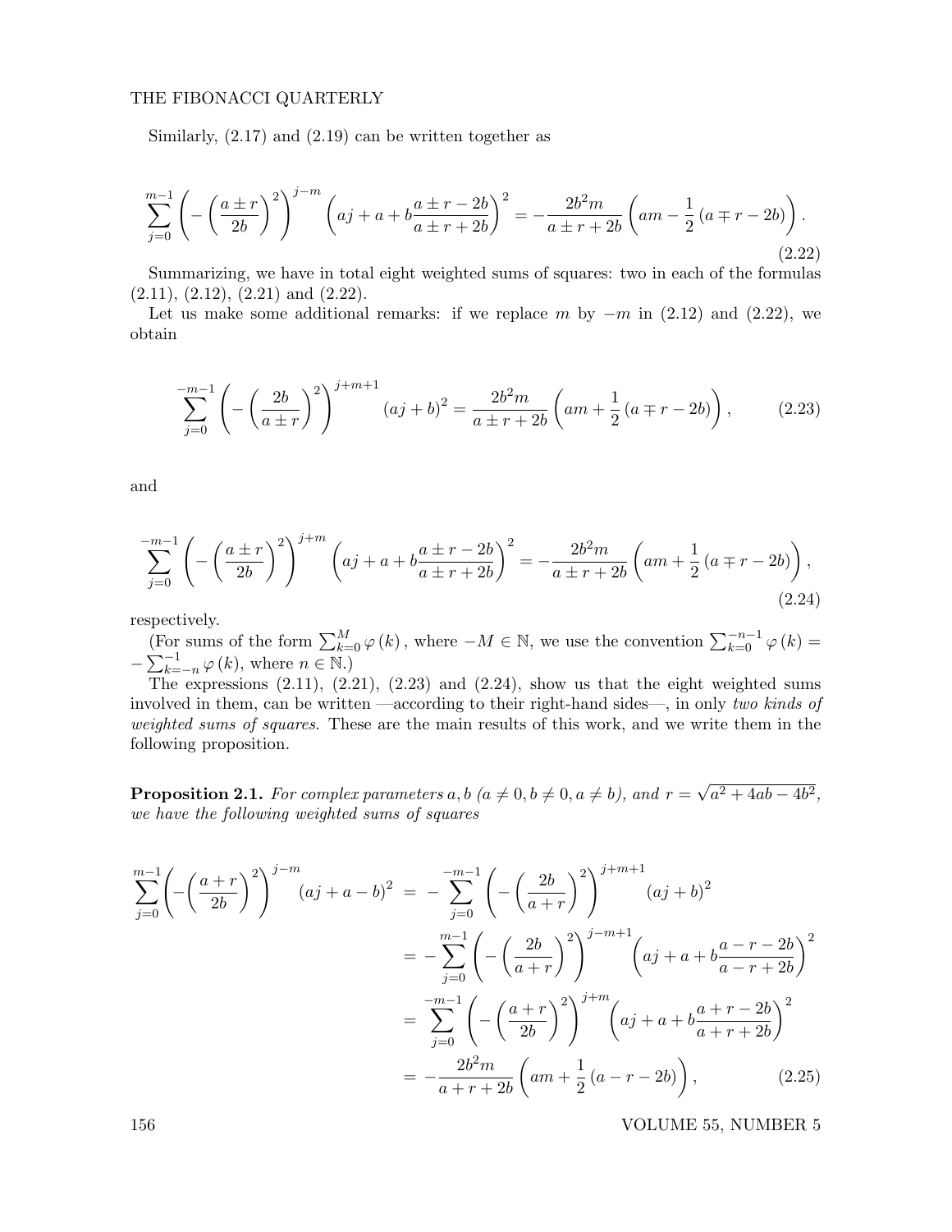Similarly, (2.17) and (2.19) can be written together as

$$\sum_{j=0}^{m-1}\left(-\left(\frac{a\pm r}{2b}\right)^{2}\right)^{j-m}\left(aj+a+b\frac{a\pm r-2b}{a\pm r+2b}\right)^{2}=-\frac{2b^{2}m}{a\pm r+2b}\left(am-\frac{1}{2}\left(a\mp r-2b\right)\right). \tag{2.22}$$

Summarizing, we have in total eight weighted sums of squares: two in each of the formulas (2.11), (2.12), (2.21) and (2.22).

Let us make some additional remarks: if we replace $m$ by $-m$ in (2.12) and (2.22), we obtain

$$\sum_{j=0}^{-m-1}\left(-\left(\frac{2b}{a\pm r}\right)^{2}\right)^{j+m+1}\left(aj+b\right)^{2}=\frac{2b^{2}m}{a\pm r+2b}\left(am+\frac{1}{2}\left(a\mp r-2b\right)\right), \tag{2.23}$$

and

$$\sum_{j=0}^{-m-1}\left(-\left(\frac{a\pm r}{2b}\right)^{2}\right)^{j+m}\left(aj+a+b\frac{a\pm r-2b}{a\pm r+2b}\right)^{2}=-\frac{2b^{2}m}{a\pm r+2b}\left(am+\frac{1}{2}\left(a\mp r-2b\right)\right), \tag{2.24}$$

respectively.

(For sums of the form $\sum_{k=0}^{M}\varphi(k)$, where $-M\in\mathbb{N}$, we use the convention $\sum_{k=0}^{-n-1}\varphi(k)=-\sum_{k=-n}^{-1}\varphi(k)$, where $n\in\mathbb{N}$.)

The expressions (2.11), (2.21), (2.23) and (2.24), show us that the eight weighted sums involved in them, can be written —according to their right-hand sides—, in only *two kinds of weighted sums of squares*. These are the main results of this work, and we write them in the following proposition.

**Proposition 2.1.** *For complex parameters $a,b$ ($a\neq 0, b\neq 0, a\neq b$), and $r=\sqrt{a^{2}+4ab-4b^{2}}$, we have the following weighted sums of squares*

$$\begin{aligned}
\sum_{j=0}^{m-1}\left(-\left(\frac{a+r}{2b}\right)^{2}\right)^{j-m}\left(aj+a-b\right)^{2} &= -\sum_{j=0}^{-m-1}\left(-\left(\frac{2b}{a+r}\right)^{2}\right)^{j+m+1}\left(aj+b\right)^{2}\\
&= -\sum_{j=0}^{m-1}\left(-\left(\frac{2b}{a+r}\right)^{2}\right)^{j-m+1}\left(aj+a+b\frac{a-r-2b}{a-r+2b}\right)^{2}\\
&= \sum_{j=0}^{-m-1}\left(-\left(\frac{a+r}{2b}\right)^{2}\right)^{j+m}\left(aj+a+b\frac{a+r-2b}{a+r+2b}\right)^{2}\\
&= -\frac{2b^{2}m}{a+r+2b}\left(am+\frac{1}{2}\left(a-r-2b\right)\right),
\end{aligned} \tag{2.25}$$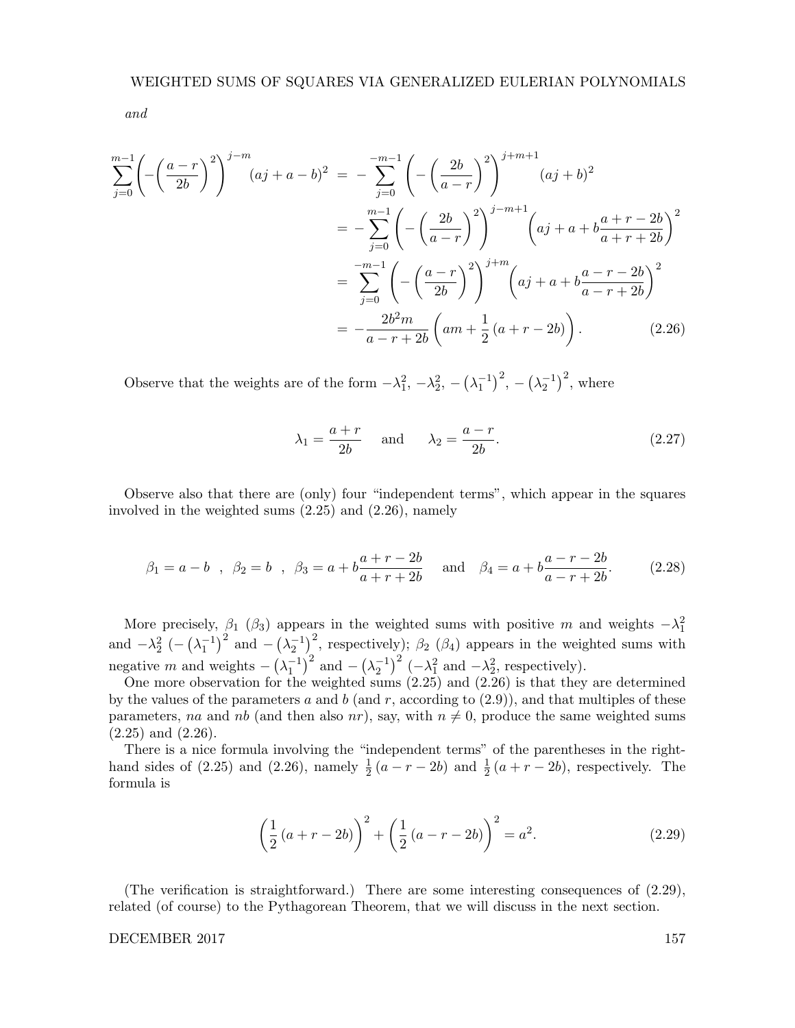*and*

$$
\begin{aligned}
\sum_{j=0}^{m-1}\left(-\left(\frac{a-r}{2b}\right)^2\right)^{j-m}(aj+a-b)^2 &= -\sum_{j=0}^{-m-1}\left(-\left(\frac{2b}{a-r}\right)^2\right)^{j+m+1}(aj+b)^2 \\
&= -\sum_{j=0}^{m-1}\left(-\left(\frac{2b}{a-r}\right)^2\right)^{j-m+1}\left(aj+a+b\frac{a+r-2b}{a+r+2b}\right)^2 \\
&= \sum_{j=0}^{-m-1}\left(-\left(\frac{a-r}{2b}\right)^2\right)^{j+m}\left(aj+a+b\frac{a-r-2b}{a-r+2b}\right)^2 \\
&= -\frac{2b^2m}{a-r+2b}\left(am+\frac{1}{2}(a+r-2b)\right). \qquad (2.26)
\end{aligned}
$$

Observe that the weights are of the form $-\lambda_1^2$, $-\lambda_2^2$, $-\left(\lambda_1^{-1}\right)^2$, $-\left(\lambda_2^{-1}\right)^2$, where

$$
\lambda_1 = \frac{a+r}{2b} \quad \text{and} \quad \lambda_2 = \frac{a-r}{2b}. \qquad (2.27)
$$

Observe also that there are (only) four "independent terms", which appear in the squares involved in the weighted sums (2.25) and (2.26), namely

$$
\beta_1 = a-b \ \ , \ \ \beta_2 = b \ \ , \ \ \beta_3 = a+b\frac{a+r-2b}{a+r+2b} \quad \text{and} \quad \beta_4 = a+b\frac{a-r-2b}{a-r+2b}. \qquad (2.28)
$$

More precisely, $\beta_1$ ($\beta_3$) appears in the weighted sums with positive $m$ and weights $-\lambda_1^2$ and $-\lambda_2^2$ ($-\left(\lambda_1^{-1}\right)^2$ and $-\left(\lambda_2^{-1}\right)^2$, respectively); $\beta_2$ ($\beta_4$) appears in the weighted sums with negative $m$ and weights $-\left(\lambda_1^{-1}\right)^2$ and $-\left(\lambda_2^{-1}\right)^2$ ($-\lambda_1^2$ and $-\lambda_2^2$, respectively).

One more observation for the weighted sums (2.25) and (2.26) is that they are determined by the values of the parameters $a$ and $b$ (and $r$, according to (2.9)), and that multiples of these parameters, $na$ and $nb$ (and then also $nr$), say, with $n \neq 0$, produce the same weighted sums (2.25) and (2.26).

There is a nice formula involving the "independent terms" of the parentheses in the right-hand sides of (2.25) and (2.26), namely $\frac{1}{2}(a-r-2b)$ and $\frac{1}{2}(a+r-2b)$, respectively. The formula is

$$
\left(\frac{1}{2}(a+r-2b)\right)^2 + \left(\frac{1}{2}(a-r-2b)\right)^2 = a^2. \qquad (2.29)
$$

(The verification is straightforward.) There are some interesting consequences of (2.29), related (of course) to the Pythagorean Theorem, that we will discuss in the next section.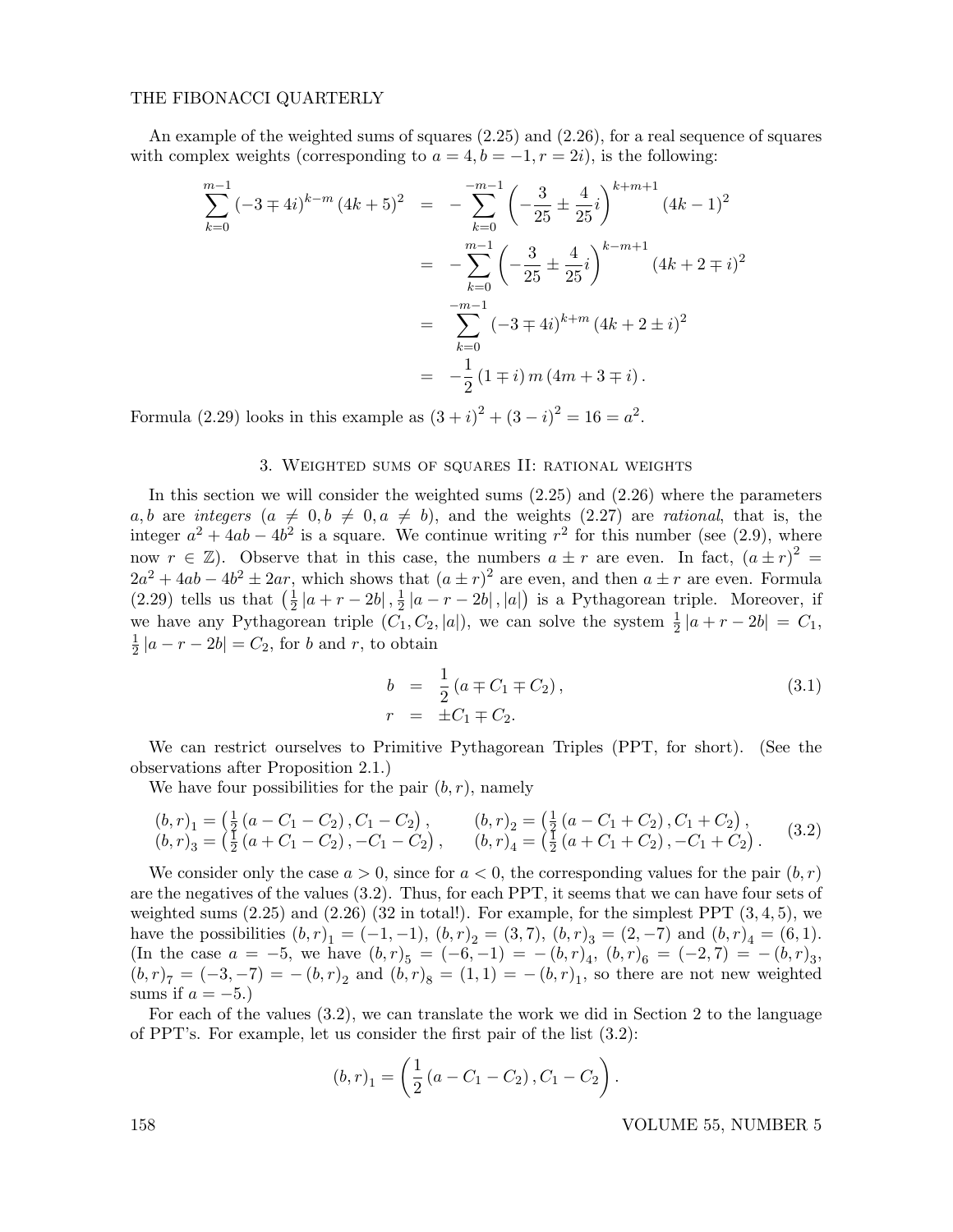An example of the weighted sums of squares (2.25) and (2.26), for a real sequence of squares with complex weights (corresponding to $a = 4, b = -1, r = 2i$), is the following:

$$
\begin{aligned}
\sum_{k=0}^{m-1} (-3 \mp 4i)^{k-m} (4k+5)^2 &= -\sum_{k=0}^{-m-1} \left(-\frac{3}{25} \pm \frac{4}{25}i\right)^{k+m+1} (4k-1)^2 \\
&= -\sum_{k=0}^{m-1} \left(-\frac{3}{25} \pm \frac{4}{25}i\right)^{k-m+1} (4k+2 \mp i)^2 \\
&= \sum_{k=0}^{-m-1} (-3 \mp 4i)^{k+m} (4k+2 \pm i)^2 \\
&= -\frac{1}{2}(1 \mp i)\, m\, (4m + 3 \mp i).
\end{aligned}
$$

Formula (2.29) looks in this example as $(3+i)^2 + (3-i)^2 = 16 = a^2$.

## 3. Weighted sums of squares II: rational weights

In this section we will consider the weighted sums (2.25) and (2.26) where the parameters $a, b$ are *integers* ($a \neq 0, b \neq 0, a \neq b$), and the weights (2.27) are *rational*, that is, the integer $a^2 + 4ab - 4b^2$ is a square. We continue writing $r^2$ for this number (see (2.9), where now $r \in \mathbb{Z}$). Observe that in this case, the numbers $a \pm r$ are even. In fact, $(a \pm r)^2 = 2a^2 + 4ab - 4b^2 \pm 2ar$, which shows that $(a \pm r)^2$ are even, and then $a \pm r$ are even. Formula (2.29) tells us that $\left(\frac{1}{2}|a + r - 2b|, \frac{1}{2}|a - r - 2b|, |a|\right)$ is a Pythagorean triple. Moreover, if we have any Pythagorean triple $(C_1, C_2, |a|)$, we can solve the system $\frac{1}{2}|a + r - 2b| = C_1$, $\frac{1}{2}|a - r - 2b| = C_2$, for $b$ and $r$, to obtain

$$
\begin{aligned}
b &= \frac{1}{2}(a \mp C_1 \mp C_2), \\
r &= \pm C_1 \mp C_2.
\end{aligned} \tag{3.1}
$$

We can restrict ourselves to Primitive Pythagorean Triples (PPT, for short). (See the observations after Proposition 2.1.)

We have four possibilities for the pair $(b, r)$, namely

$$
\begin{aligned}
(b,r)_1 &= \left(\tfrac{1}{2}(a - C_1 - C_2), C_1 - C_2\right), & (b,r)_2 &= \left(\tfrac{1}{2}(a - C_1 + C_2), C_1 + C_2\right), \\
(b,r)_3 &= \left(\tfrac{1}{2}(a + C_1 - C_2), -C_1 - C_2\right), & (b,r)_4 &= \left(\tfrac{1}{2}(a + C_1 + C_2), -C_1 + C_2\right).
\end{aligned} \tag{3.2}
$$

We consider only the case $a > 0$, since for $a < 0$, the corresponding values for the pair $(b, r)$ are the negatives of the values (3.2). Thus, for each PPT, it seems that we can have four sets of weighted sums (2.25) and (2.26) (32 in total!). For example, for the simplest PPT $(3, 4, 5)$, we have the possibilities $(b,r)_1 = (-1,-1)$, $(b,r)_2 = (3,7)$, $(b,r)_3 = (2,-7)$ and $(b,r)_4 = (6,1)$. (In the case $a = -5$, we have $(b,r)_5 = (-6,-1) = -(b,r)_4$, $(b,r)_6 = (-2,7) = -(b,r)_3$, $(b,r)_7 = (-3,-7) = -(b,r)_2$ and $(b,r)_8 = (1,1) = -(b,r)_1$, so there are not new weighted sums if $a = -5$.)

For each of the values (3.2), we can translate the work we did in Section 2 to the language of PPT's. For example, let us consider the first pair of the list (3.2):

$$
(b,r)_1 = \left(\frac{1}{2}(a - C_1 - C_2), C_1 - C_2\right).
$$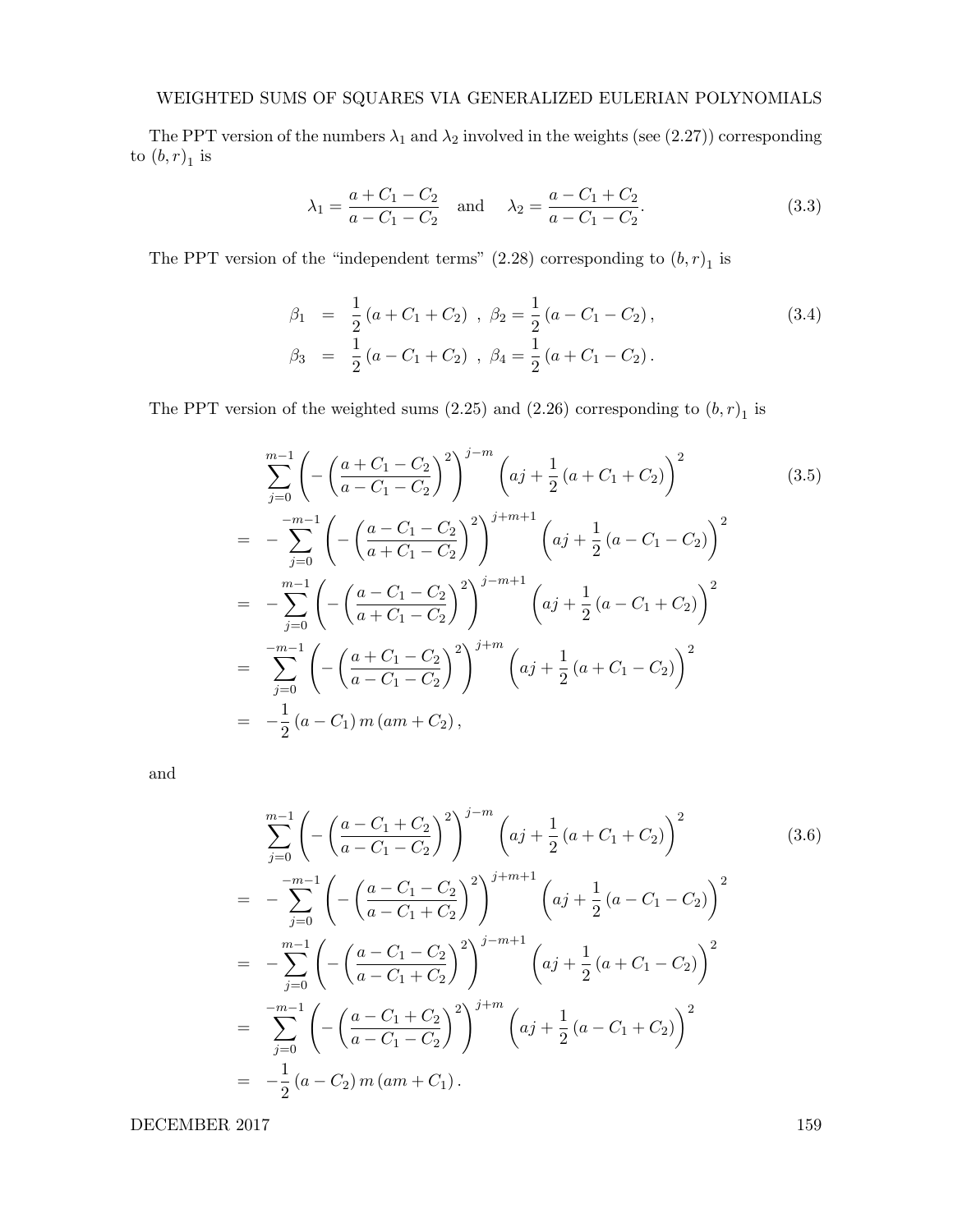The PPT version of the numbers $\lambda_1$ and $\lambda_2$ involved in the weights (see (2.27)) corresponding to $(b,r)_1$ is

$$\lambda_1 = \frac{a + C_1 - C_2}{a - C_1 - C_2} \quad \text{and} \quad \lambda_2 = \frac{a - C_1 + C_2}{a - C_1 - C_2}. \tag{3.3}$$

The PPT version of the "independent terms" (2.28) corresponding to $(b,r)_1$ is

$$\begin{aligned}
\beta_1 &= \frac{1}{2}(a + C_1 + C_2) \ , \ \beta_2 = \frac{1}{2}(a - C_1 - C_2), \\
\beta_3 &= \frac{1}{2}(a - C_1 + C_2) \ , \ \beta_4 = \frac{1}{2}(a + C_1 - C_2).
\end{aligned} \tag{3.4}$$

The PPT version of the weighted sums (2.25) and (2.26) corresponding to $(b,r)_1$ is

$$\begin{aligned}
&\sum_{j=0}^{m-1} \left( -\left( \frac{a + C_1 - C_2}{a - C_1 - C_2} \right)^2 \right)^{j-m} \left( aj + \frac{1}{2}(a + C_1 + C_2) \right)^2 \\
=& -\sum_{j=0}^{-m-1} \left( -\left( \frac{a - C_1 - C_2}{a + C_1 - C_2} \right)^2 \right)^{j+m+1} \left( aj + \frac{1}{2}(a - C_1 - C_2) \right)^2 \\
=& -\sum_{j=0}^{m-1} \left( -\left( \frac{a - C_1 - C_2}{a + C_1 - C_2} \right)^2 \right)^{j-m+1} \left( aj + \frac{1}{2}(a - C_1 + C_2) \right)^2 \\
=& \sum_{j=0}^{-m-1} \left( -\left( \frac{a + C_1 - C_2}{a - C_1 - C_2} \right)^2 \right)^{j+m} \left( aj + \frac{1}{2}(a + C_1 - C_2) \right)^2 \\
=& -\frac{1}{2}(a - C_1)\, m\, (am + C_2),
\end{aligned} \tag{3.5}$$

and

$$\begin{aligned}
&\sum_{j=0}^{m-1} \left( -\left( \frac{a - C_1 + C_2}{a - C_1 - C_2} \right)^2 \right)^{j-m} \left( aj + \frac{1}{2}(a + C_1 + C_2) \right)^2 \\
=& -\sum_{j=0}^{-m-1} \left( -\left( \frac{a - C_1 - C_2}{a - C_1 + C_2} \right)^2 \right)^{j+m+1} \left( aj + \frac{1}{2}(a - C_1 - C_2) \right)^2 \\
=& -\sum_{j=0}^{m-1} \left( -\left( \frac{a - C_1 - C_2}{a - C_1 + C_2} \right)^2 \right)^{j-m+1} \left( aj + \frac{1}{2}(a + C_1 - C_2) \right)^2 \\
=& \sum_{j=0}^{-m-1} \left( -\left( \frac{a - C_1 + C_2}{a - C_1 - C_2} \right)^2 \right)^{j+m} \left( aj + \frac{1}{2}(a - C_1 + C_2) \right)^2 \\
=& -\frac{1}{2}(a - C_2)\, m\, (am + C_1).
\end{aligned} \tag{3.6}$$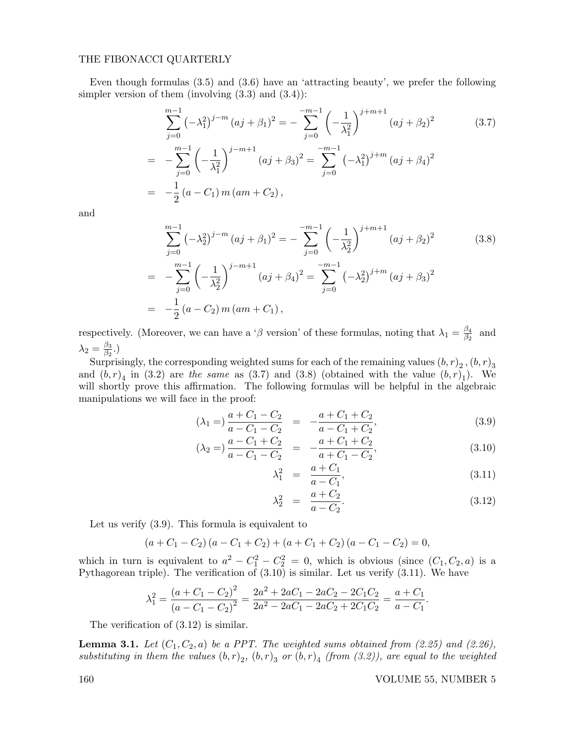Even though formulas (3.5) and (3.6) have an 'attracting beauty', we prefer the following simpler version of them (involving (3.3) and (3.4)):

$$
\begin{aligned}
&\sum_{j=0}^{m-1}\left(-\lambda_1^2\right)^{j-m}(aj+\beta_1)^2 = -\sum_{j=0}^{-m-1}\left(-\frac{1}{\lambda_1^2}\right)^{j+m+1}(aj+\beta_2)^2 \qquad (3.7)\\
= &\ -\sum_{j=0}^{m-1}\left(-\frac{1}{\lambda_1^2}\right)^{j-m+1}(aj+\beta_3)^2 = \sum_{j=0}^{-m-1}\left(-\lambda_1^2\right)^{j+m}(aj+\beta_4)^2\\
= &\ -\frac{1}{2}(a-C_1)\,m\,(am+C_2),
\end{aligned}
$$

and

$$
\begin{aligned}
&\sum_{j=0}^{m-1}\left(-\lambda_2^2\right)^{j-m}(aj+\beta_1)^2 = -\sum_{j=0}^{-m-1}\left(-\frac{1}{\lambda_2^2}\right)^{j+m+1}(aj+\beta_2)^2 \qquad (3.8)\\
= &\ -\sum_{j=0}^{m-1}\left(-\frac{1}{\lambda_2^2}\right)^{j-m+1}(aj+\beta_4)^2 = \sum_{j=0}^{-m-1}\left(-\lambda_2^2\right)^{j+m}(aj+\beta_3)^2\\
= &\ -\frac{1}{2}(a-C_2)\,m\,(am+C_1),
\end{aligned}
$$

respectively. (Moreover, we can have a '$\beta$ version' of these formulas, noting that $\lambda_1 = \frac{\beta_4}{\beta_2}$ and $\lambda_2 = \frac{\beta_3}{\beta_2}$.)

Surprisingly, the corresponding weighted sums for each of the remaining values $(b,r)_2$, $(b,r)_3$ and $(b,r)_4$ in (3.2) are *the same* as (3.7) and (3.8) (obtained with the value $(b,r)_1$). We will shortly prove this affirmation. The following formulas will be helpful in the algebraic manipulations we will face in the proof:

$$
\begin{aligned}
(\lambda_1 =)\,\frac{a+C_1-C_2}{a-C_1-C_2} &= -\frac{a+C_1+C_2}{a-C_1+C_2}, &(3.9)\\
(\lambda_2 =)\,\frac{a-C_1+C_2}{a-C_1-C_2} &= -\frac{a+C_1+C_2}{a+C_1-C_2}, &(3.10)\\
\lambda_1^2 &= \frac{a+C_1}{a-C_1}, &(3.11)\\
\lambda_2^2 &= \frac{a+C_2}{a-C_2}. &(3.12)
\end{aligned}
$$

Let us verify (3.9). This formula is equivalent to

$$(a+C_1-C_2)(a-C_1+C_2)+(a+C_1+C_2)(a-C_1-C_2)=0,$$

which in turn is equivalent to $a^2 - C_1^2 - C_2^2 = 0$, which is obvious (since $(C_1, C_2, a)$ is a Pythagorean triple). The verification of (3.10) is similar. Let us verify (3.11). We have

$$\lambda_1^2 = \frac{(a+C_1-C_2)^2}{(a-C_1-C_2)^2} = \frac{2a^2+2aC_1-2aC_2-2C_1C_2}{2a^2-2aC_1-2aC_2+2C_1C_2} = \frac{a+C_1}{a-C_1}.$$

The verification of (3.12) is similar.

**Lemma 3.1.** *Let $(C_1, C_2, a)$ be a PPT. The weighted sums obtained from (2.25) and (2.26), substituting in them the values $(b,r)_2$, $(b,r)_3$ or $(b,r)_4$ (from (3.2)), are equal to the weighted*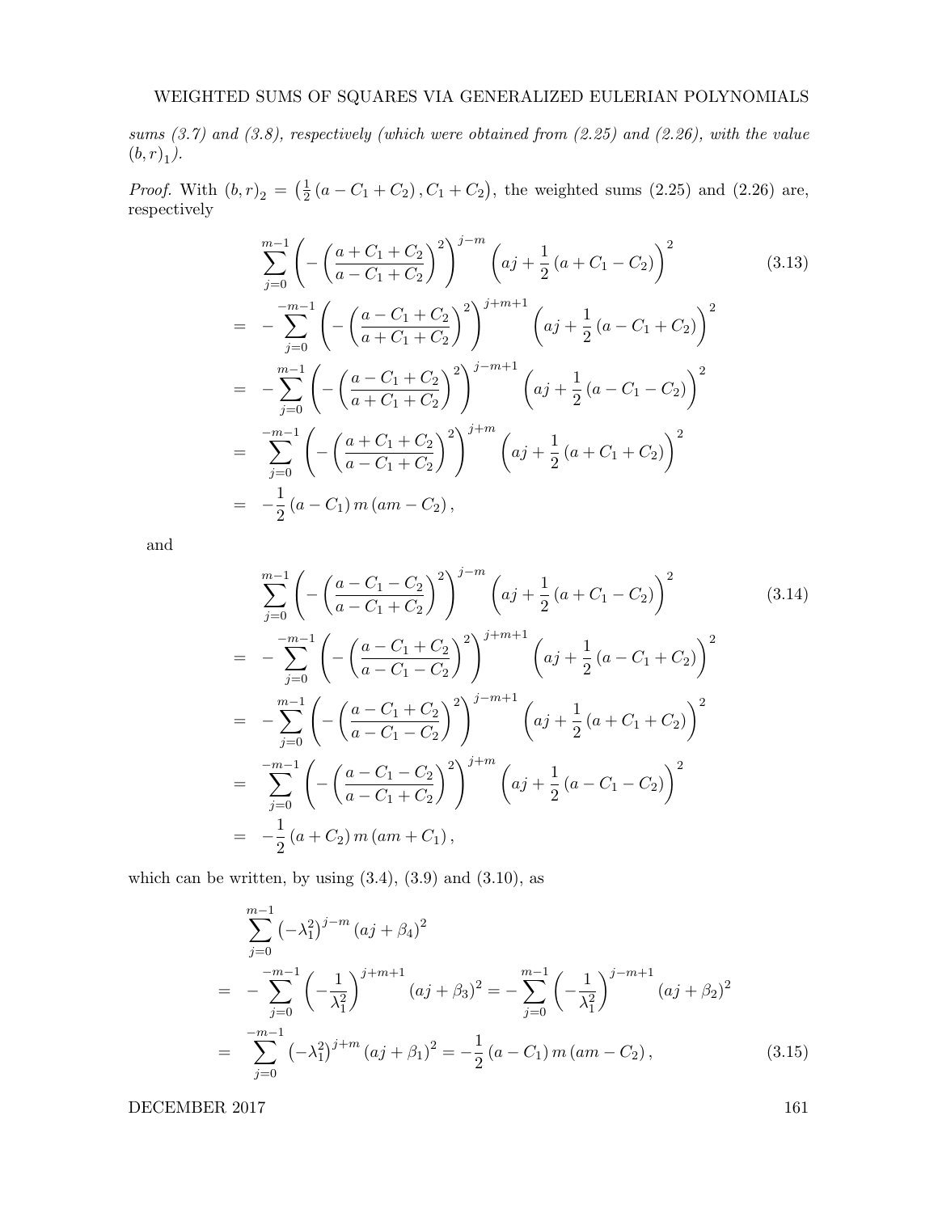*sums (3.7) and (3.8), respectively (which were obtained from (2.25) and (2.26), with the value $(b,r)_1$).*

*Proof.* With $(b,r)_2 = \left(\frac{1}{2}(a - C_1 + C_2), C_1 + C_2\right)$, the weighted sums (2.25) and (2.26) are, respectively

$$
\begin{aligned}
& \sum_{j=0}^{m-1} \left(-\left(\frac{a+C_1+C_2}{a-C_1+C_2}\right)^2\right)^{j-m} \left(aj + \frac{1}{2}(a + C_1 - C_2)\right)^2 \qquad (3.13)\\
= & -\sum_{j=0}^{-m-1} \left(-\left(\frac{a-C_1+C_2}{a+C_1+C_2}\right)^2\right)^{j+m+1} \left(aj + \frac{1}{2}(a - C_1 + C_2)\right)^2 \\
= & -\sum_{j=0}^{m-1} \left(-\left(\frac{a-C_1+C_2}{a+C_1+C_2}\right)^2\right)^{j-m+1} \left(aj + \frac{1}{2}(a - C_1 - C_2)\right)^2 \\
= & \sum_{j=0}^{-m-1} \left(-\left(\frac{a+C_1+C_2}{a-C_1+C_2}\right)^2\right)^{j+m} \left(aj + \frac{1}{2}(a + C_1 + C_2)\right)^2 \\
= & -\frac{1}{2}(a - C_1)\, m\, (am - C_2),
\end{aligned}
$$

and

$$
\begin{aligned}
& \sum_{j=0}^{m-1} \left(-\left(\frac{a-C_1-C_2}{a-C_1+C_2}\right)^2\right)^{j-m} \left(aj + \frac{1}{2}(a + C_1 - C_2)\right)^2 \qquad (3.14)\\
= & -\sum_{j=0}^{-m-1} \left(-\left(\frac{a-C_1+C_2}{a-C_1-C_2}\right)^2\right)^{j+m+1} \left(aj + \frac{1}{2}(a - C_1 + C_2)\right)^2 \\
= & -\sum_{j=0}^{m-1} \left(-\left(\frac{a-C_1+C_2}{a-C_1-C_2}\right)^2\right)^{j-m+1} \left(aj + \frac{1}{2}(a + C_1 + C_2)\right)^2 \\
= & \sum_{j=0}^{-m-1} \left(-\left(\frac{a-C_1-C_2}{a-C_1+C_2}\right)^2\right)^{j+m} \left(aj + \frac{1}{2}(a - C_1 - C_2)\right)^2 \\
= & -\frac{1}{2}(a + C_2)\, m\, (am + C_1),
\end{aligned}
$$

which can be written, by using (3.4), (3.9) and (3.10), as

$$
\begin{aligned}
& \sum_{j=0}^{m-1} \left(-\lambda_1^2\right)^{j-m} (aj + \beta_4)^2 \\
= & -\sum_{j=0}^{-m-1} \left(-\frac{1}{\lambda_1^2}\right)^{j+m+1} (aj + \beta_3)^2 = -\sum_{j=0}^{m-1} \left(-\frac{1}{\lambda_1^2}\right)^{j-m+1} (aj + \beta_2)^2 \\
= & \sum_{j=0}^{-m-1} \left(-\lambda_1^2\right)^{j+m} (aj + \beta_1)^2 = -\frac{1}{2}(a - C_1)\, m\, (am - C_2), \qquad (3.15)
\end{aligned}
$$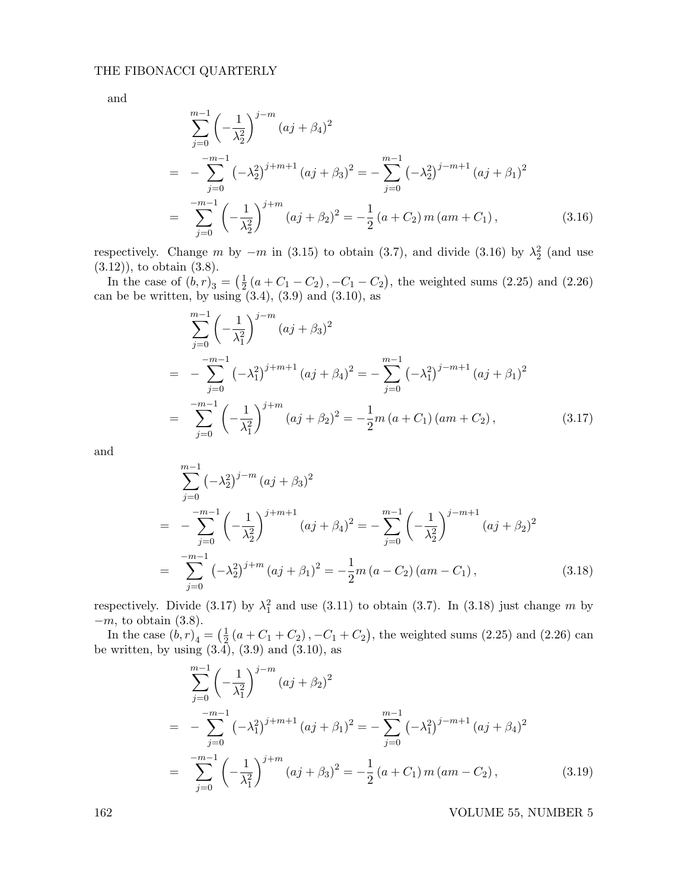and

$$
\begin{aligned}
&\sum_{j=0}^{m-1}\left(-\frac{1}{\lambda_2^2}\right)^{j-m}(aj+\beta_4)^2\\
=&\ -\sum_{j=0}^{-m-1}\left(-\lambda_2^2\right)^{j+m+1}(aj+\beta_3)^2=-\sum_{j=0}^{m-1}\left(-\lambda_2^2\right)^{j-m+1}(aj+\beta_1)^2\\
=&\ \sum_{j=0}^{-m-1}\left(-\frac{1}{\lambda_2^2}\right)^{j+m}(aj+\beta_2)^2=-\frac{1}{2}\left(a+C_2\right)m\left(am+C_1\right),
\end{aligned}
\tag{3.16}
$$

respectively. Change $m$ by $-m$ in (3.15) to obtain (3.7), and divide (3.16) by $\lambda_2^2$ (and use (3.12)), to obtain (3.8).

In the case of $(b,r)_3=\left(\frac{1}{2}\left(a+C_1-C_2\right),-C_1-C_2\right)$, the weighted sums (2.25) and (2.26) can be be written, by using (3.4), (3.9) and (3.10), as

$$
\begin{aligned}
&\sum_{j=0}^{m-1}\left(-\frac{1}{\lambda_1^2}\right)^{j-m}(aj+\beta_3)^2\\
=&\ -\sum_{j=0}^{-m-1}\left(-\lambda_1^2\right)^{j+m+1}(aj+\beta_4)^2=-\sum_{j=0}^{m-1}\left(-\lambda_1^2\right)^{j-m+1}(aj+\beta_1)^2\\
=&\ \sum_{j=0}^{-m-1}\left(-\frac{1}{\lambda_1^2}\right)^{j+m}(aj+\beta_2)^2=-\frac{1}{2}m\left(a+C_1\right)\left(am+C_2\right),
\end{aligned}
\tag{3.17}
$$

and

$$
\begin{aligned}
&\sum_{j=0}^{m-1}\left(-\lambda_2^2\right)^{j-m}(aj+\beta_3)^2\\
=&\ -\sum_{j=0}^{-m-1}\left(-\frac{1}{\lambda_2^2}\right)^{j+m+1}(aj+\beta_4)^2=-\sum_{j=0}^{m-1}\left(-\frac{1}{\lambda_2^2}\right)^{j-m+1}(aj+\beta_2)^2\\
=&\ \sum_{j=0}^{-m-1}\left(-\lambda_2^2\right)^{j+m}(aj+\beta_1)^2=-\frac{1}{2}m\left(a-C_2\right)\left(am-C_1\right),
\end{aligned}
\tag{3.18}
$$

respectively. Divide (3.17) by $\lambda_1^2$ and use (3.11) to obtain (3.7). In (3.18) just change $m$ by $-m$, to obtain (3.8).

In the case $(b,r)_4=\left(\frac{1}{2}\left(a+C_1+C_2\right),-C_1+C_2\right)$, the weighted sums (2.25) and (2.26) can be written, by using (3.4), (3.9) and (3.10), as

$$
\begin{aligned}
&\sum_{j=0}^{m-1}\left(-\frac{1}{\lambda_1^2}\right)^{j-m}(aj+\beta_2)^2\\
=&\ -\sum_{j=0}^{-m-1}\left(-\lambda_1^2\right)^{j+m+1}(aj+\beta_1)^2=-\sum_{j=0}^{m-1}\left(-\lambda_1^2\right)^{j-m+1}(aj+\beta_4)^2\\
=&\ \sum_{j=0}^{-m-1}\left(-\frac{1}{\lambda_1^2}\right)^{j+m}(aj+\beta_3)^2=-\frac{1}{2}\left(a+C_1\right)m\left(am-C_2\right),
\end{aligned}
\tag{3.19}
$$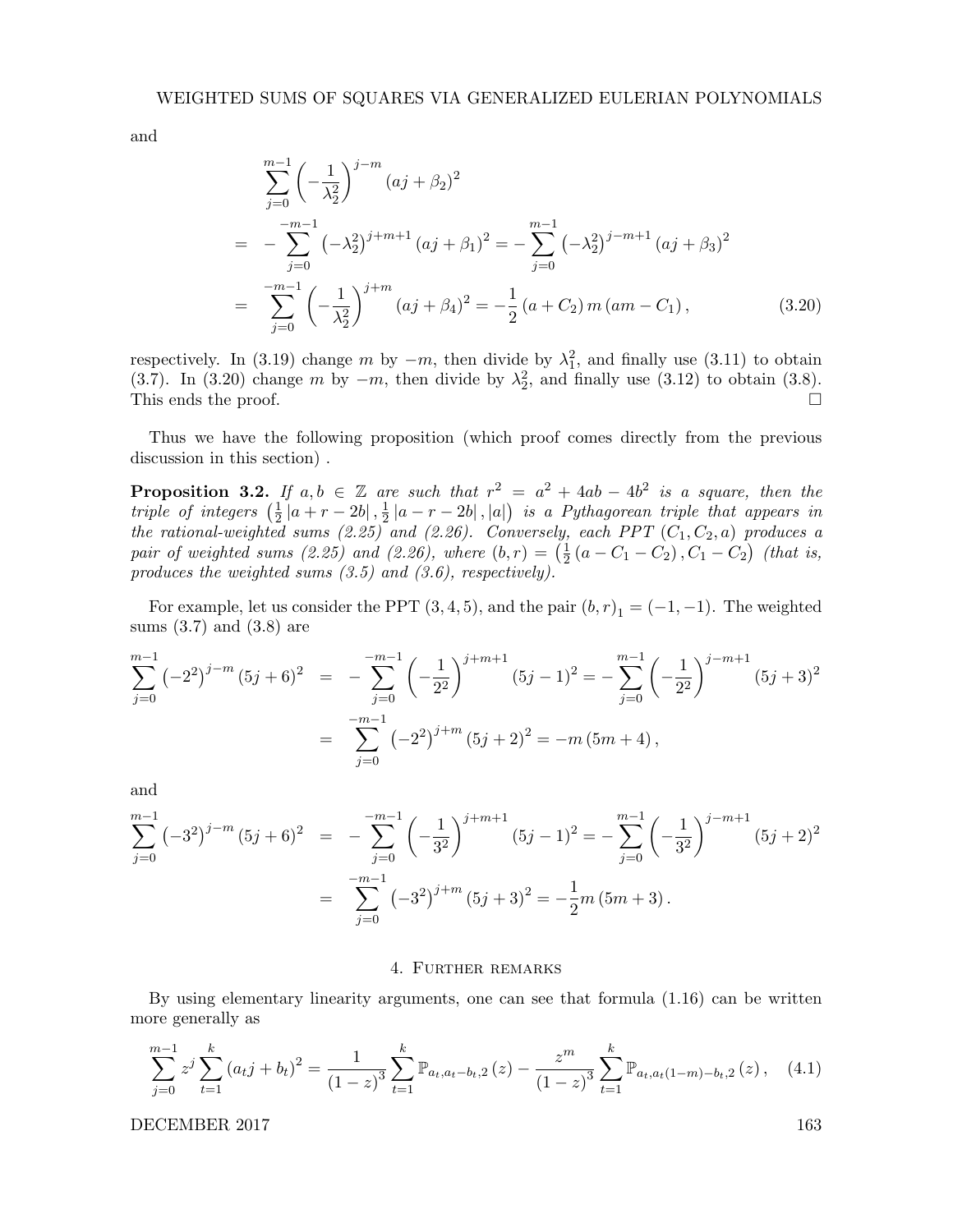and

$$
\begin{aligned}
&\sum_{j=0}^{m-1}\left(-\frac{1}{\lambda_2^2}\right)^{j-m}(aj+\beta_2)^2\\
&= -\sum_{j=0}^{-m-1}\left(-\lambda_2^2\right)^{j+m+1}(aj+\beta_1)^2 = -\sum_{j=0}^{m-1}\left(-\lambda_2^2\right)^{j-m+1}(aj+\beta_3)^2\\
&= \sum_{j=0}^{-m-1}\left(-\frac{1}{\lambda_2^2}\right)^{j+m}(aj+\beta_4)^2 = -\frac{1}{2}(a+C_2)\,m\,(am-C_1)\,, \qquad (3.20)
\end{aligned}
$$

respectively. In (3.19) change $m$ by $-m$, then divide by $\lambda_1^2$, and finally use (3.11) to obtain (3.7). In (3.20) change $m$ by $-m$, then divide by $\lambda_2^2$, and finally use (3.12) to obtain (3.8). This ends the proof. $\square$

Thus we have the following proposition (which proof comes directly from the previous discussion in this section) .

**Proposition 3.2.** *If $a, b \in \mathbb{Z}$ are such that $r^2 = a^2 + 4ab - 4b^2$ is a square, then the triple of integers $\left(\frac{1}{2}|a+r-2b|, \frac{1}{2}|a-r-2b|, |a|\right)$ is a Pythagorean triple that appears in the rational-weighted sums (2.25) and (2.26). Conversely, each PPT $(C_1, C_2, a)$ produces a pair of weighted sums (2.25) and (2.26), where $(b, r) = \left(\frac{1}{2}(a - C_1 - C_2), C_1 - C_2\right)$ (that is, produces the weighted sums (3.5) and (3.6), respectively).*

For example, let us consider the PPT $(3, 4, 5)$, and the pair $(b, r)_1 = (-1, -1)$. The weighted sums (3.7) and (3.8) are

$$
\begin{aligned}
\sum_{j=0}^{m-1}\left(-2^2\right)^{j-m}(5j+6)^2 &= -\sum_{j=0}^{-m-1}\left(-\frac{1}{2^2}\right)^{j+m+1}(5j-1)^2 = -\sum_{j=0}^{m-1}\left(-\frac{1}{2^2}\right)^{j-m+1}(5j+3)^2\\
&= \sum_{j=0}^{-m-1}\left(-2^2\right)^{j+m}(5j+2)^2 = -m\,(5m+4)\,,
\end{aligned}
$$

and

$$
\begin{aligned}
\sum_{j=0}^{m-1}\left(-3^2\right)^{j-m}(5j+6)^2 &= -\sum_{j=0}^{-m-1}\left(-\frac{1}{3^2}\right)^{j+m+1}(5j-1)^2 = -\sum_{j=0}^{m-1}\left(-\frac{1}{3^2}\right)^{j-m+1}(5j+2)^2\\
&= \sum_{j=0}^{-m-1}\left(-3^2\right)^{j+m}(5j+3)^2 = -\frac{1}{2}m\,(5m+3)\,.
\end{aligned}
$$

## 4. Further remarks

By using elementary linearity arguments, one can see that formula (1.16) can be written more generally as

$$
\sum_{j=0}^{m-1} z^j \sum_{t=1}^{k}(a_t j + b_t)^2 = \frac{1}{(1-z)^3}\sum_{t=1}^{k}\mathbb{P}_{a_t, a_t-b_t, 2}(z) - \frac{z^m}{(1-z)^3}\sum_{t=1}^{k}\mathbb{P}_{a_t, a_t(1-m)-b_t, 2}(z)\,, \qquad (4.1)
$$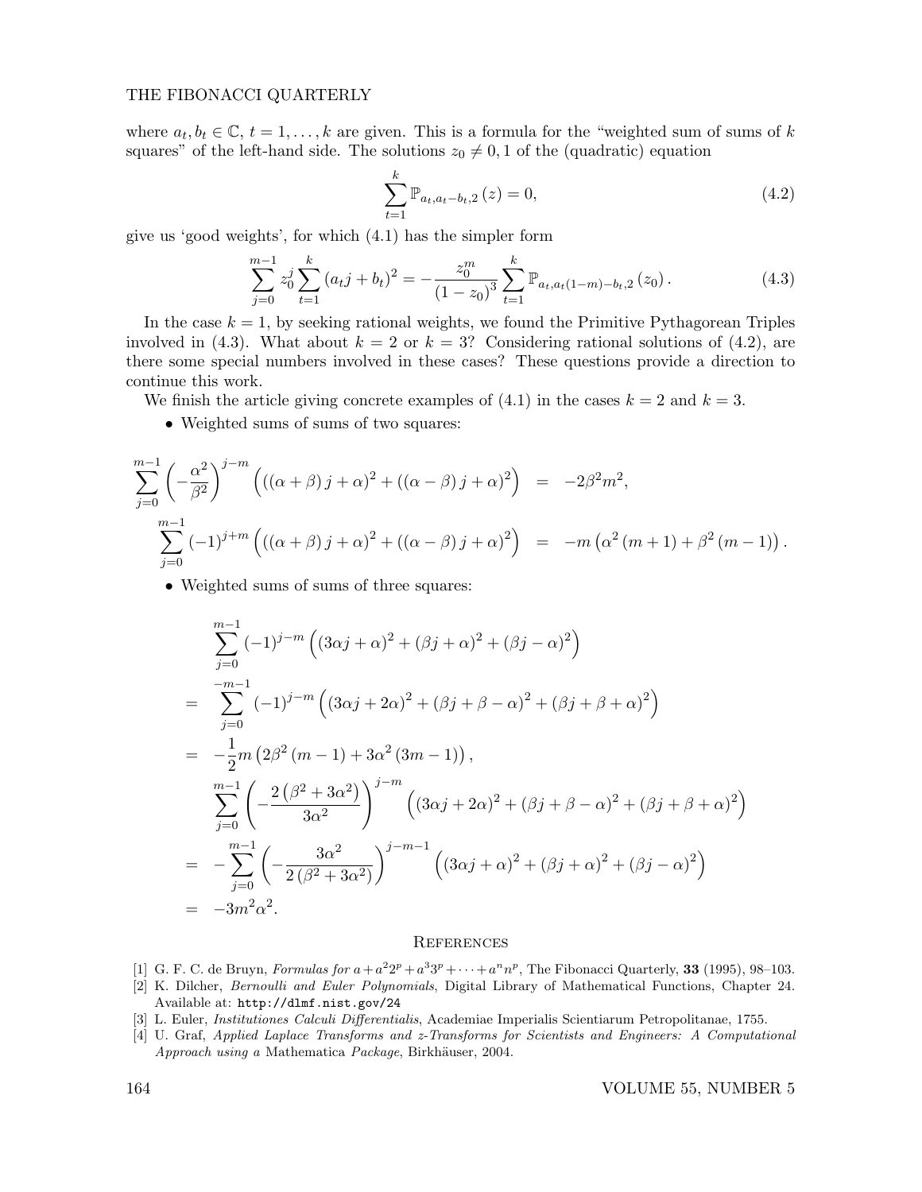where $a_t, b_t \in \mathbb{C}$, $t = 1, \ldots, k$ are given. This is a formula for the "weighted sum of sums of $k$ squares" of the left-hand side. The solutions $z_0 \neq 0, 1$ of the (quadratic) equation

$$\sum_{t=1}^{k} \mathbb{P}_{a_t, a_t - b_t, 2}(z) = 0, \tag{4.2}$$

give us 'good weights', for which (4.1) has the simpler form

$$\sum_{j=0}^{m-1} z_0^j \sum_{t=1}^{k} (a_t j + b_t)^2 = -\frac{z_0^m}{(1 - z_0)^3} \sum_{t=1}^{k} \mathbb{P}_{a_t, a_t(1-m) - b_t, 2}(z_0). \tag{4.3}$$

In the case $k = 1$, by seeking rational weights, we found the Primitive Pythagorean Triples involved in (4.3). What about $k = 2$ or $k = 3$? Considering rational solutions of (4.2), are there some special numbers involved in these cases? These questions provide a direction to continue this work.

We finish the article giving concrete examples of (4.1) in the cases $k = 2$ and $k = 3$.

- Weighted sums of sums of two squares:

$$\begin{aligned}
\sum_{j=0}^{m-1} \left(-\frac{\alpha^2}{\beta^2}\right)^{j-m} \left(((\alpha + \beta) j + \alpha)^2 + ((\alpha - \beta) j + \alpha)^2\right) &= -2\beta^2 m^2, \\
\sum_{j=0}^{m-1} (-1)^{j+m} \left(((\alpha + \beta) j + \alpha)^2 + ((\alpha - \beta) j + \alpha)^2\right) &= -m\left(\alpha^2 (m+1) + \beta^2 (m-1)\right).
\end{aligned}$$

- Weighted sums of sums of three squares:

$$\begin{aligned}
& \sum_{j=0}^{m-1} (-1)^{j-m} \left((3\alpha j + \alpha)^2 + (\beta j + \alpha)^2 + (\beta j - \alpha)^2\right) \\
= & \sum_{j=0}^{-m-1} (-1)^{j-m} \left((3\alpha j + 2\alpha)^2 + (\beta j + \beta - \alpha)^2 + (\beta j + \beta + \alpha)^2\right) \\
= & -\frac{1}{2} m \left(2\beta^2 (m-1) + 3\alpha^2 (3m - 1)\right), \\
& \sum_{j=0}^{m-1} \left(-\frac{2\left(\beta^2 + 3\alpha^2\right)}{3\alpha^2}\right)^{j-m} \left((3\alpha j + 2\alpha)^2 + (\beta j + \beta - \alpha)^2 + (\beta j + \beta + \alpha)^2\right) \\
= & -\sum_{j=0}^{m-1} \left(-\frac{3\alpha^2}{2\left(\beta^2 + 3\alpha^2\right)}\right)^{j-m-1} \left((3\alpha j + \alpha)^2 + (\beta j + \alpha)^2 + (\beta j - \alpha)^2\right) \\
= & -3m^2\alpha^2.
\end{aligned}$$

## References

[1] G. F. C. de Bruyn, *Formulas for $a + a^2 2^p + a^3 3^p + \cdots + a^n n^p$*, The Fibonacci Quarterly, **33** (1995), 98–103.

[2] K. Dilcher, *Bernoulli and Euler Polynomials*, Digital Library of Mathematical Functions, Chapter 24. Available at: http://dlmf.nist.gov/24

[3] L. Euler, *Institutiones Calculi Differentialis*, Academiae Imperialis Scientiarum Petropolitanae, 1755.

[4] U. Graf, *Applied Laplace Transforms and z-Transforms for Scientists and Engineers: A Computational Approach using a* Mathematica *Package*, Birkhäuser, 2004.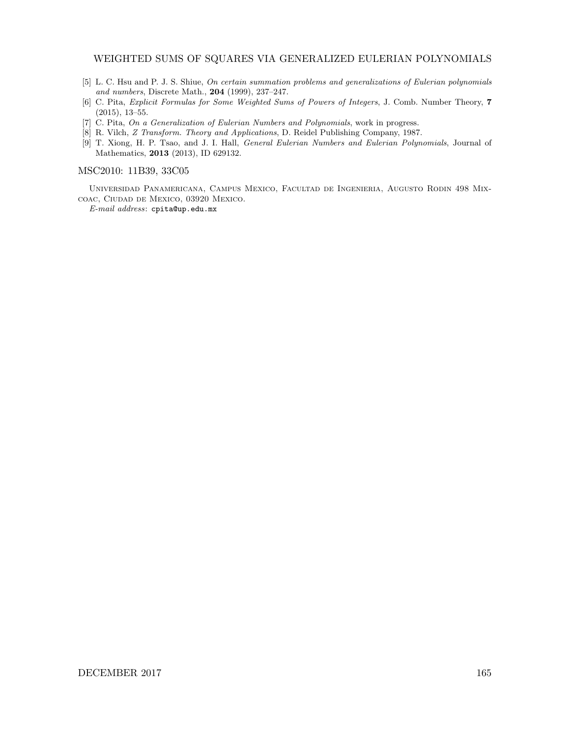[5] L. C. Hsu and P. J. S. Shiue, *On certain summation problems and generalizations of Eulerian polynomials and numbers*, Discrete Math., **204** (1999), 237–247.

[6] C. Pita, *Explicit Formulas for Some Weighted Sums of Powers of Integers*, J. Comb. Number Theory, **7** (2015), 13–55.

[7] C. Pita, *On a Generalization of Eulerian Numbers and Polynomials*, work in progress.

[8] R. Vilch, *Z Transform. Theory and Applications*, D. Reidel Publishing Company, 1987.

[9] T. Xiong, H. P. Tsao, and J. I. Hall, *General Eulerian Numbers and Eulerian Polynomials*, Journal of Mathematics, **2013** (2013), ID 629132.

MSC2010: 11B39, 33C05

Universidad Panamericana, Campus Mexico, Facultad de Ingenieria, Augusto Rodin 498 Mixcoac, Ciudad de Mexico, 03920 Mexico.

*E-mail address*: cpita@up.edu.mx